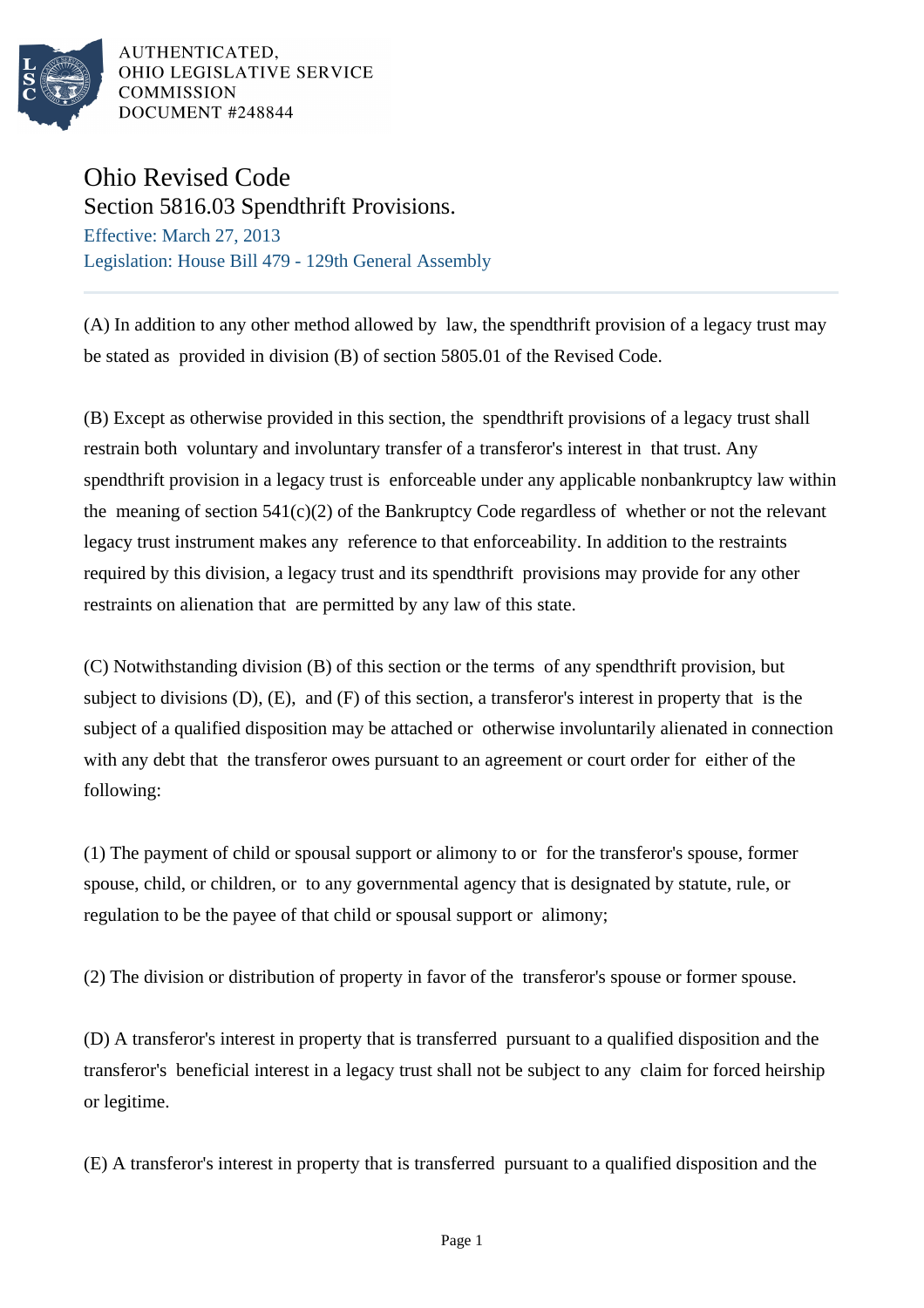AUTHENTICATED,
OHIO LEGISLATIVE SERVICE
COMMISSION
DOCUMENT #248844

# Ohio Revised Code

## Section 5816.03 Spendthrift Provisions.

Effective: March 27, 2013

Legislation: House Bill 479 - 129th General Assembly

---

(A) In addition to any other method allowed by law, the spendthrift provision of a legacy trust may be stated as provided in division (B) of section 5805.01 of the Revised Code.

(B) Except as otherwise provided in this section, the spendthrift provisions of a legacy trust shall restrain both voluntary and involuntary transfer of a transferor's interest in that trust. Any spendthrift provision in a legacy trust is enforceable under any applicable nonbankruptcy law within the meaning of section 541(c)(2) of the Bankruptcy Code regardless of whether or not the relevant legacy trust instrument makes any reference to that enforceability. In addition to the restraints required by this division, a legacy trust and its spendthrift provisions may provide for any other restraints on alienation that are permitted by any law of this state.

(C) Notwithstanding division (B) of this section or the terms of any spendthrift provision, but subject to divisions (D), (E), and (F) of this section, a transferor's interest in property that is the subject of a qualified disposition may be attached or otherwise involuntarily alienated in connection with any debt that the transferor owes pursuant to an agreement or court order for either of the following:

(1) The payment of child or spousal support or alimony to or for the transferor's spouse, former spouse, child, or children, or to any governmental agency that is designated by statute, rule, or regulation to be the payee of that child or spousal support or alimony;

(2) The division or distribution of property in favor of the transferor's spouse or former spouse.

(D) A transferor's interest in property that is transferred pursuant to a qualified disposition and the transferor's beneficial interest in a legacy trust shall not be subject to any claim for forced heirship or legitime.

(E) A transferor's interest in property that is transferred pursuant to a qualified disposition and the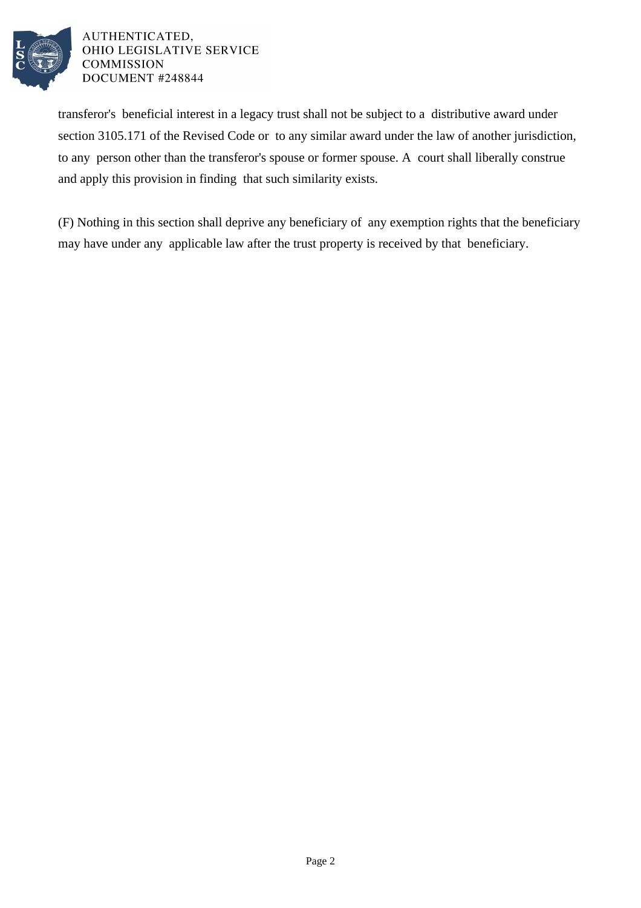transferor's beneficial interest in a legacy trust shall not be subject to a distributive award under section 3105.171 of the Revised Code or to any similar award under the law of another jurisdiction, to any person other than the transferor's spouse or former spouse. A court shall liberally construe and apply this provision in finding that such similarity exists.

(F) Nothing in this section shall deprive any beneficiary of any exemption rights that the beneficiary may have under any applicable law after the trust property is received by that beneficiary.